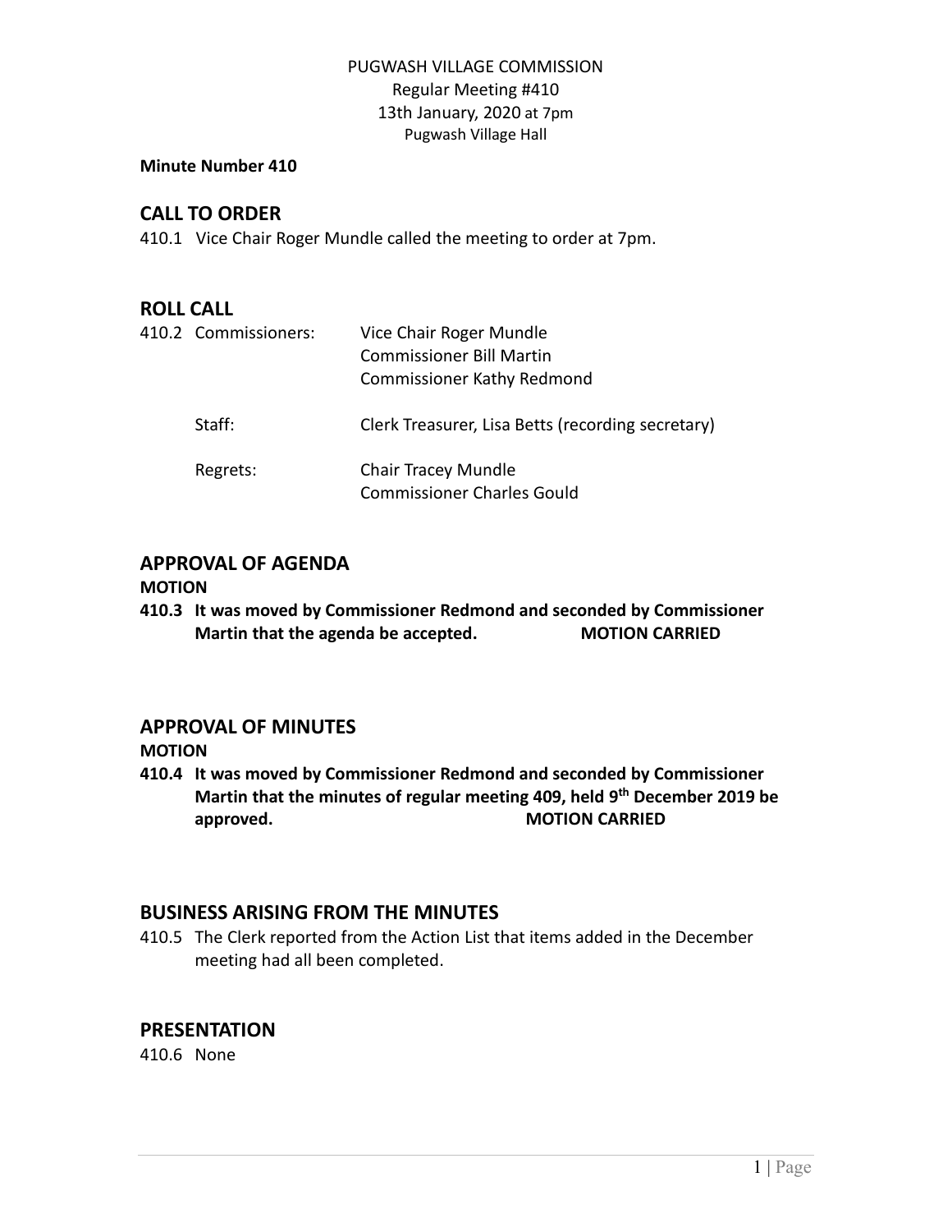PUGWASH VILLAGE COMMISSION
Regular Meeting #410
13th January, 2020 at 7pm
Pugwash Village Hall

**Minute Number 410**

## CALL TO ORDER

410.1 Vice Chair Roger Mundle called the meeting to order at 7pm.

## ROLL CALL

| | | |
|---|---|---|
| 410.2 | Commissioners: | Vice Chair Roger Mundle<br>Commissioner Bill Martin<br>Commissioner Kathy Redmond |
| | Staff: | Clerk Treasurer, Lisa Betts (recording secretary) |
| | Regrets: | Chair Tracey Mundle<br>Commissioner Charles Gould |

## APPROVAL OF AGENDA

**MOTION**

**410.3 It was moved by Commissioner Redmond and seconded by Commissioner Martin that the agenda be accepted. MOTION CARRIED**

## APPROVAL OF MINUTES

**MOTION**

**410.4 It was moved by Commissioner Redmond and seconded by Commissioner Martin that the minutes of regular meeting 409, held 9th December 2019 be approved. MOTION CARRIED**

## BUSINESS ARISING FROM THE MINUTES

410.5 The Clerk reported from the Action List that items added in the December meeting had all been completed.

## PRESENTATION

410.6 None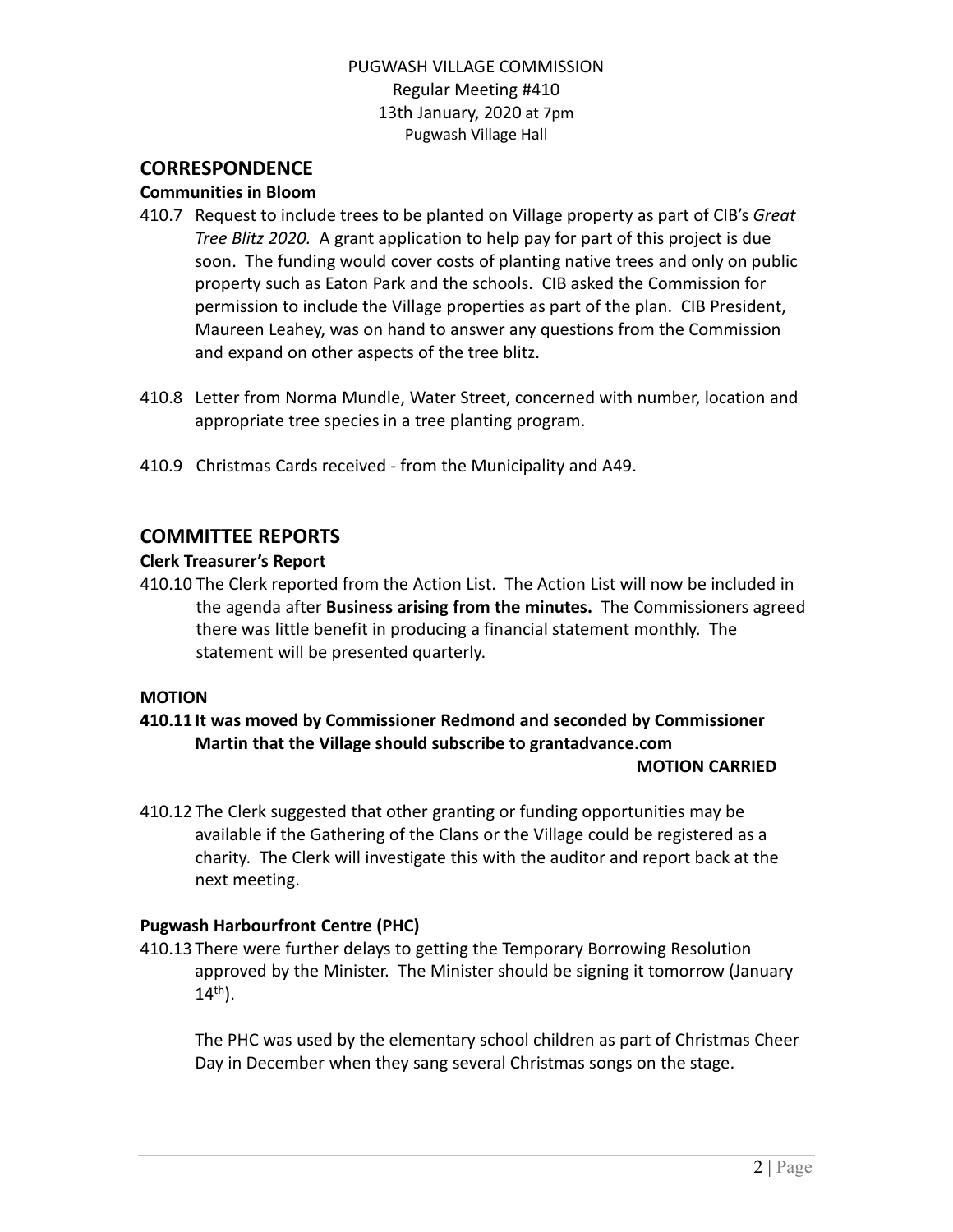PUGWASH VILLAGE COMMISSION
Regular Meeting #410
13th January, 2020 at 7pm
Pugwash Village Hall

## CORRESPONDENCE

### Communities in Bloom

410.7 Request to include trees to be planted on Village property as part of CIB's *Great Tree Blitz 2020.* A grant application to help pay for part of this project is due soon. The funding would cover costs of planting native trees and only on public property such as Eaton Park and the schools. CIB asked the Commission for permission to include the Village properties as part of the plan. CIB President, Maureen Leahey, was on hand to answer any questions from the Commission and expand on other aspects of the tree blitz.

410.8 Letter from Norma Mundle, Water Street, concerned with number, location and appropriate tree species in a tree planting program.

410.9 Christmas Cards received - from the Municipality and A49.

## COMMITTEE REPORTS

### Clerk Treasurer's Report

410.10 The Clerk reported from the Action List. The Action List will now be included in the agenda after **Business arising from the minutes.** The Commissioners agreed there was little benefit in producing a financial statement monthly. The statement will be presented quarterly.

**MOTION**

**410.11 It was moved by Commissioner Redmond and seconded by Commissioner Martin that the Village should subscribe to grantadvance.com**

**MOTION CARRIED**

410.12 The Clerk suggested that other granting or funding opportunities may be available if the Gathering of the Clans or the Village could be registered as a charity. The Clerk will investigate this with the auditor and report back at the next meeting.

### Pugwash Harbourfront Centre (PHC)

410.13 There were further delays to getting the Temporary Borrowing Resolution approved by the Minister. The Minister should be signing it tomorrow (January 14th).

The PHC was used by the elementary school children as part of Christmas Cheer Day in December when they sang several Christmas songs on the stage.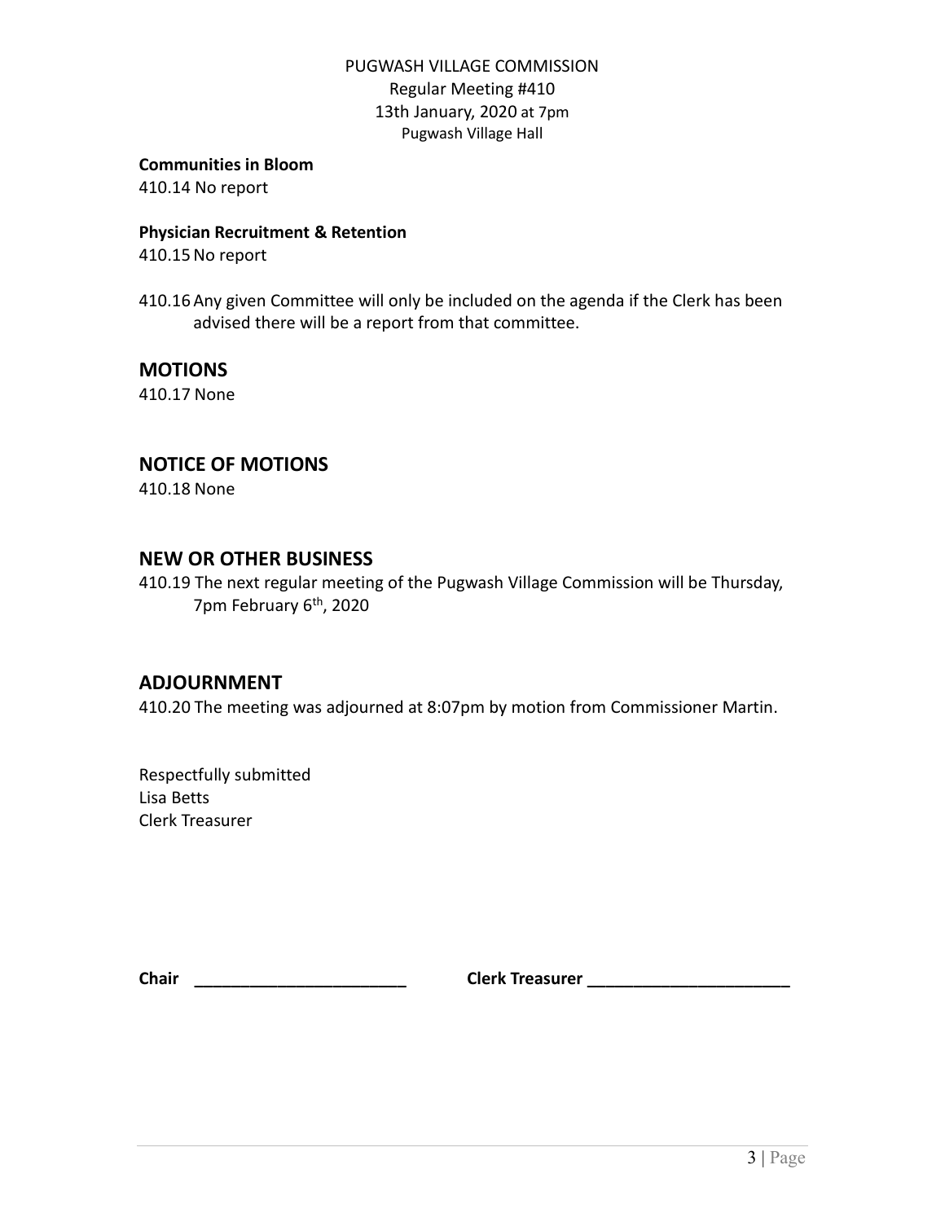PUGWASH VILLAGE COMMISSION
Regular Meeting #410
13th January, 2020 at 7pm
Pugwash Village Hall

**Communities in Bloom**

410.14 No report

**Physician Recruitment & Retention**

410.15 No report

410.16 Any given Committee will only be included on the agenda if the Clerk has been advised there will be a report from that committee.

## MOTIONS

410.17 None

## NOTICE OF MOTIONS

410.18 None

## NEW OR OTHER BUSINESS

410.19 The next regular meeting of the Pugwash Village Commission will be Thursday, 7pm February 6th, 2020

## ADJOURNMENT

410.20 The meeting was adjourned at 8:07pm by motion from Commissioner Martin.

Respectfully submitted
Lisa Betts
Clerk Treasurer

**Chair** \_\_\_\_\_\_\_\_\_\_\_\_\_\_\_\_\_\_\_\_\_\_\_\_ **Clerk Treasurer** \_\_\_\_\_\_\_\_\_\_\_\_\_\_\_\_\_\_\_\_\_\_\_\_